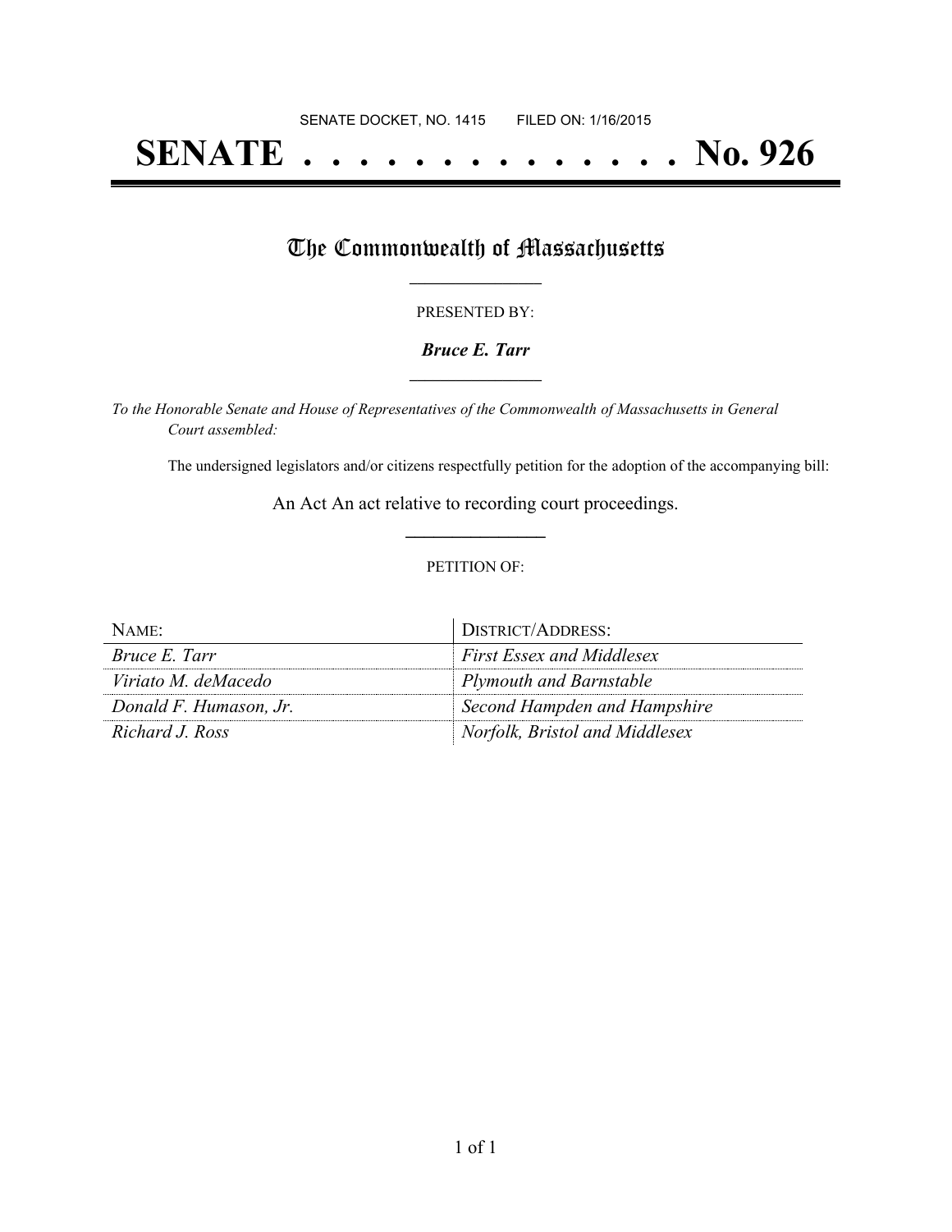SENATE DOCKET, NO. 1415        FILED ON: 1/16/2015

# SENATE . . . . . . . . . . . . . . No. 926

## The Commonwealth of Massachusetts

PRESENTED BY:

***Bruce E. Tarr***

*To the Honorable Senate and House of Representatives of the Commonwealth of Massachusetts in General Court assembled:*

The undersigned legislators and/or citizens respectfully petition for the adoption of the accompanying bill:

An Act An act relative to recording court proceedings.

PETITION OF:

| NAME: | DISTRICT/ADDRESS: |
|---|---|
| *Bruce E. Tarr* | *First Essex and Middlesex* |
| *Viriato M. deMacedo* | *Plymouth and Barnstable* |
| *Donald F. Humason, Jr.* | *Second Hampden and Hampshire* |
| *Richard J. Ross* | *Norfolk, Bristol and Middlesex* |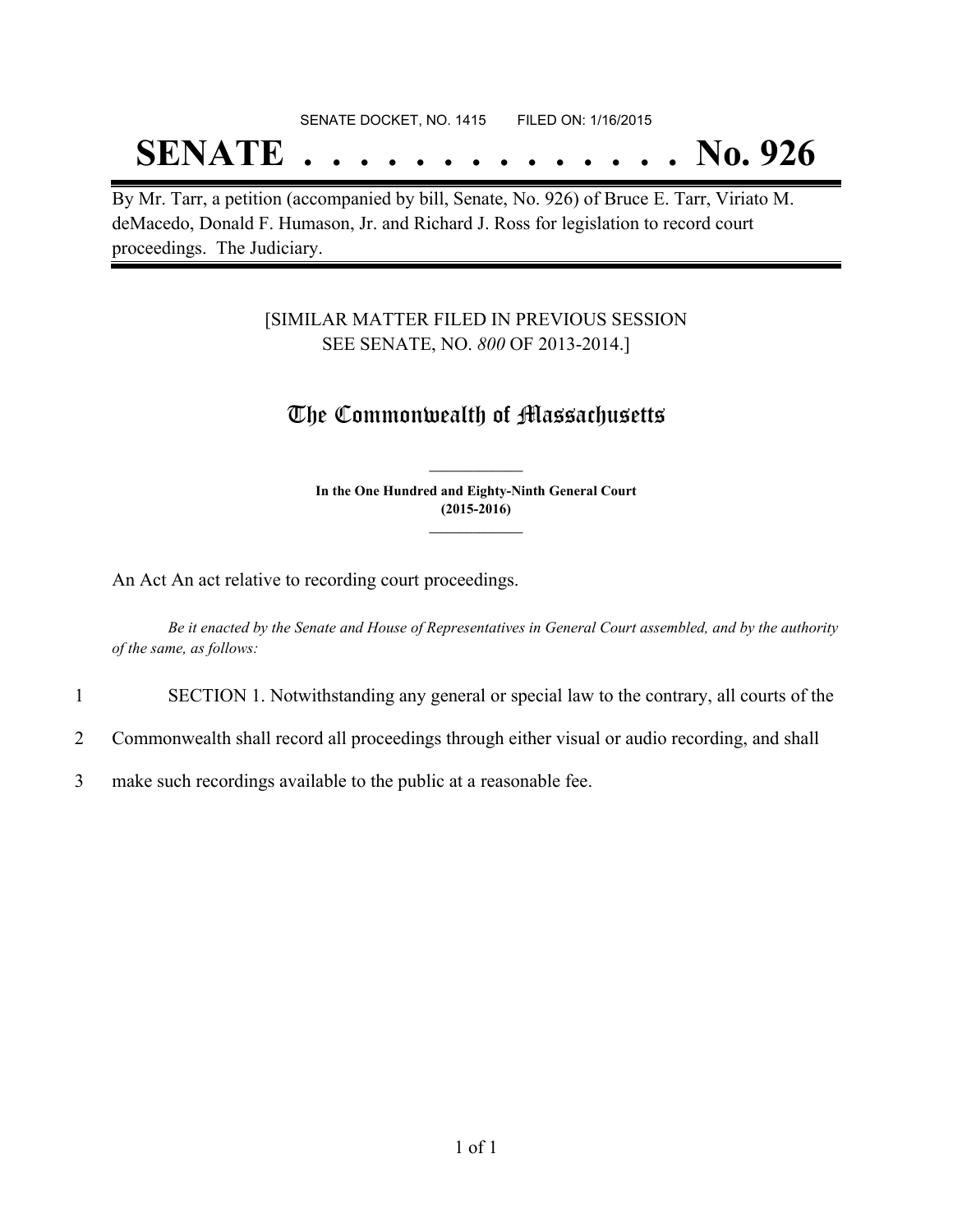SENATE DOCKET, NO. 1415    FILED ON: 1/16/2015

# SENATE . . . . . . . . . . . . . . No. 926

By Mr. Tarr, a petition (accompanied by bill, Senate, No. 926) of Bruce E. Tarr, Viriato M. deMacedo, Donald F. Humason, Jr. and Richard J. Ross for legislation to record court proceedings. The Judiciary.

[SIMILAR MATTER FILED IN PREVIOUS SESSION SEE SENATE, NO. *800* OF 2013-2014.]

## The Commonwealth of Massachusetts

**In the One Hundred and Eighty-Ninth General Court (2015-2016)**

An Act An act relative to recording court proceedings.

*Be it enacted by the Senate and House of Representatives in General Court assembled, and by the authority of the same, as follows:*

1 SECTION 1. Notwithstanding any general or special law to the contrary, all courts of the
2 Commonwealth shall record all proceedings through either visual or audio recording, and shall
3 make such recordings available to the public at a reasonable fee.